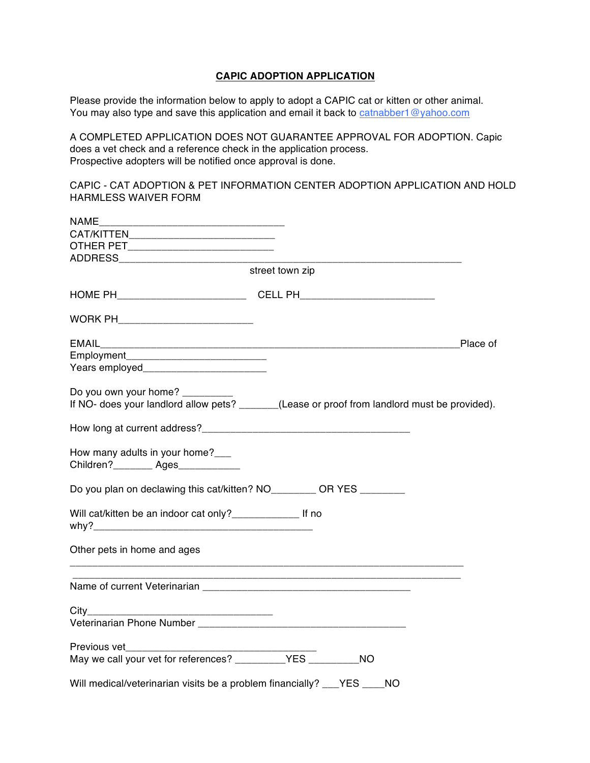## CAPIC ADOPTION APPLICATION

Please provide the information below to apply to adopt a CAPIC cat or kitten or other animal. You may also type and save this application and email it back to catnabber1@yahoo.com

A COMPLETED APPLICATION DOES NOT GUARANTEE APPROVAL FOR ADOPTION. Capic does a vet check and a reference check in the application process.
Prospective adopters will be notified once approval is done.

CAPIC - CAT ADOPTION & PET INFORMATION CENTER ADOPTION APPLICATION AND HOLD HARMLESS WAIVER FORM

NAME__________________________________
CAT/KITTEN__________________________
OTHER PET__________________________
ADDRESS______________________________________________________________
street town zip

HOME PH_______________________ CELL PH________________________

WORK PH________________________

EMAIL_________________________________________________________________Place of Employment________________________
Years employed______________________

Do you own your home? _________
If NO- does your landlord allow pets? _______(Lease or proof from landlord must be provided).

How long at current address?_____________________________________

How many adults in your home?___
Children?_______ Ages___________

Do you plan on declawing this cat/kitten? NO________ OR YES ________

Will cat/kitten be an indoor cat only?____________ If no why?_______________________________________

Other pets in home and ages
_______________________________________________________________________
_______________________________________________________________________

Name of current Veterinarian _____________________________________

City_________________________________
Veterinarian Phone Number _____________________________________

Previous vet__________________________________
May we call your vet for references? _________YES _________NO

Will medical/veterinarian visits be a problem financially? ___YES ____NO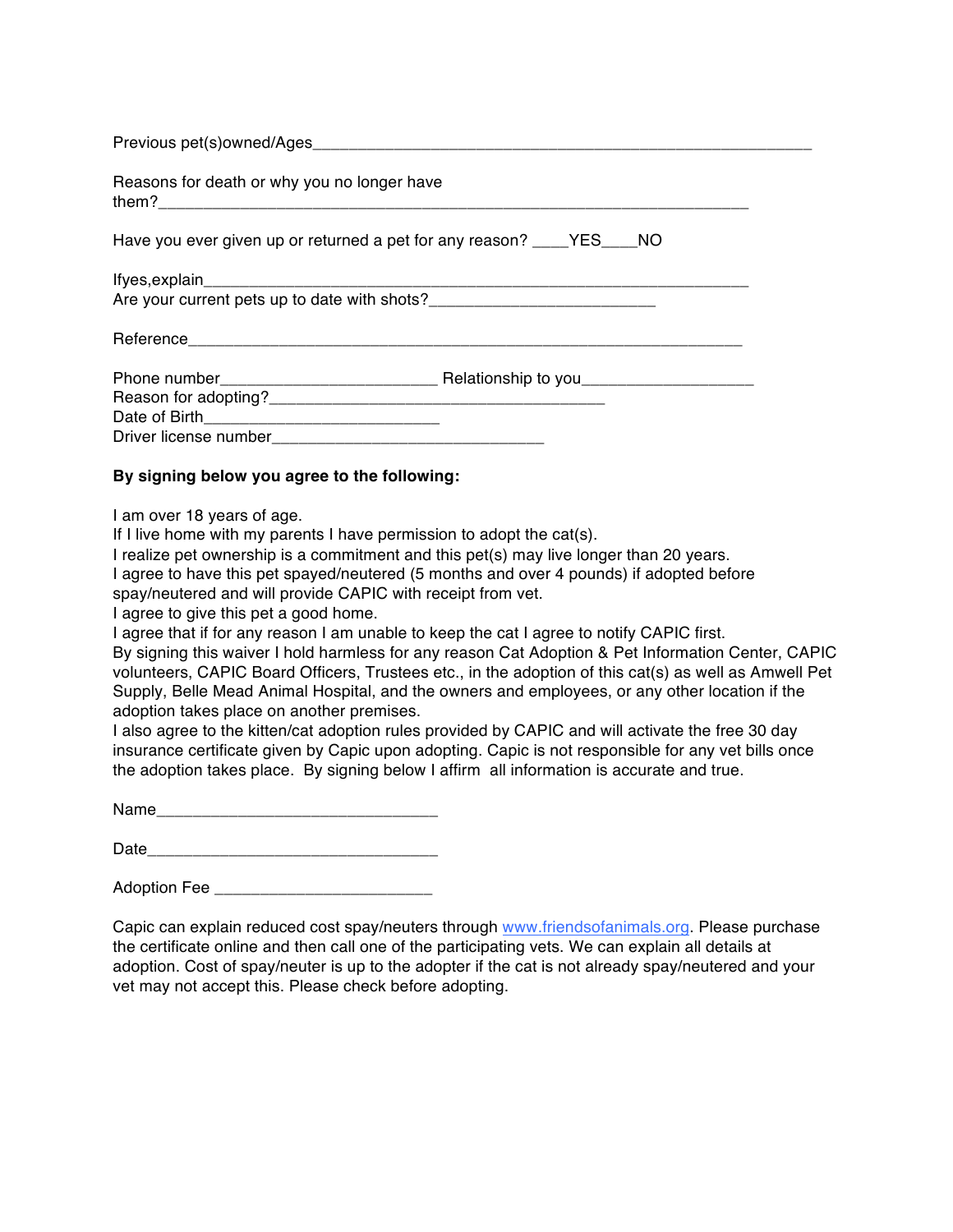Previous pet(s)owned/Ages___________________________________________________________

Reasons for death or why you no longer have them?_______________________________________________________________________

Have you ever given up or returned a pet for any reason? ____YES____NO

Ifyes,explain_________________________________________________________________
Are your current pets up to date with shots?_________________________

Reference__________________________________________________________________

Phone number________________________ Relationship to you___________________
Reason for adopting?_______________________________________
Date of Birth___________________________
Driver license number______________________________

**By signing below you agree to the following:**

I am over 18 years of age.
If I live home with my parents I have permission to adopt the cat(s).
I realize pet ownership is a commitment and this pet(s) may live longer than 20 years.
I agree to have this pet spayed/neutered (5 months and over 4 pounds) if adopted before spay/neutered and will provide CAPIC with receipt from vet.
I agree to give this pet a good home.
I agree that if for any reason I am unable to keep the cat I agree to notify CAPIC first.
By signing this waiver I hold harmless for any reason Cat Adoption & Pet Information Center, CAPIC volunteers, CAPIC Board Officers, Trustees etc., in the adoption of this cat(s) as well as Amwell Pet Supply, Belle Mead Animal Hospital, and the owners and employees, or any other location if the adoption takes place on another premises.
I also agree to the kitten/cat adoption rules provided by CAPIC and will activate the free 30 day insurance certificate given by Capic upon adopting. Capic is not responsible for any vet bills once the adoption takes place. By signing below I affirm all information is accurate and true.

Name________________________________

Date_________________________________

Adoption Fee ________________________

Capic can explain reduced cost spay/neuters through www.friendsofanimals.org. Please purchase the certificate online and then call one of the participating vets. We can explain all details at adoption. Cost of spay/neuter is up to the adopter if the cat is not already spay/neutered and your vet may not accept this. Please check before adopting.